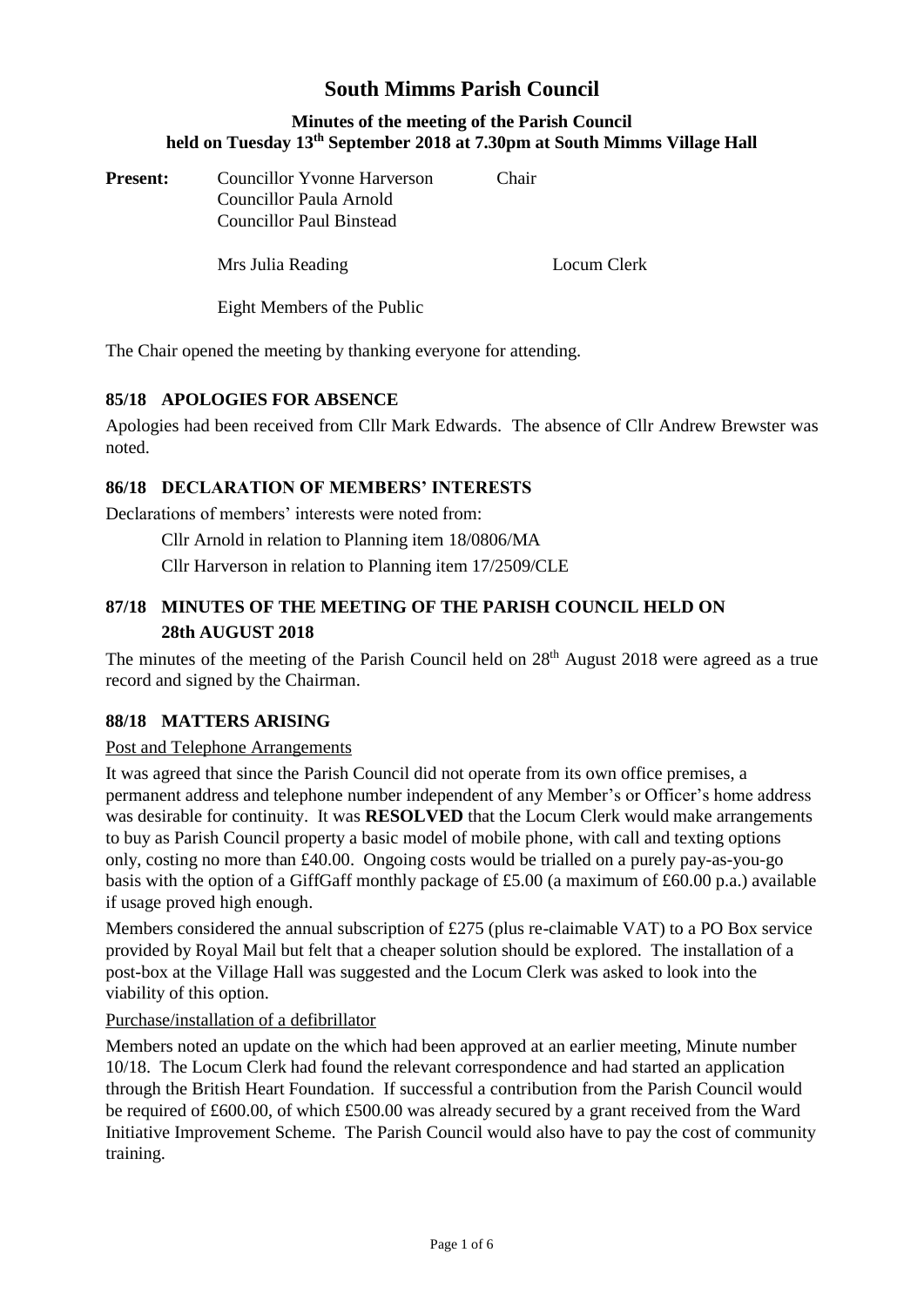# South Mimms Parish Council

## Minutes of the meeting of the Parish Council held on Tuesday 13th September 2018 at 7.30pm at South Mimms Village Hall

**Present:** Councillor Yvonne Harverson Chair
Councillor Paula Arnold
Councillor Paul Binstead

Mrs Julia Reading Locum Clerk

Eight Members of the Public

The Chair opened the meeting by thanking everyone for attending.

### 85/18 APOLOGIES FOR ABSENCE

Apologies had been received from Cllr Mark Edwards. The absence of Cllr Andrew Brewster was noted.

### 86/18 DECLARATION OF MEMBERS' INTERESTS

Declarations of members' interests were noted from:

Cllr Arnold in relation to Planning item 18/0806/MA

Cllr Harverson in relation to Planning item 17/2509/CLE

### 87/18 MINUTES OF THE MEETING OF THE PARISH COUNCIL HELD ON 28th AUGUST 2018

The minutes of the meeting of the Parish Council held on 28th August 2018 were agreed as a true record and signed by the Chairman.

### 88/18 MATTERS ARISING

Post and Telephone Arrangements

It was agreed that since the Parish Council did not operate from its own office premises, a permanent address and telephone number independent of any Member's or Officer's home address was desirable for continuity. It was **RESOLVED** that the Locum Clerk would make arrangements to buy as Parish Council property a basic model of mobile phone, with call and texting options only, costing no more than £40.00. Ongoing costs would be trialled on a purely pay-as-you-go basis with the option of a GiffGaff monthly package of £5.00 (a maximum of £60.00 p.a.) available if usage proved high enough.

Members considered the annual subscription of £275 (plus re-claimable VAT) to a PO Box service provided by Royal Mail but felt that a cheaper solution should be explored. The installation of a post-box at the Village Hall was suggested and the Locum Clerk was asked to look into the viability of this option.

Purchase/installation of a defibrillator

Members noted an update on the which had been approved at an earlier meeting, Minute number 10/18. The Locum Clerk had found the relevant correspondence and had started an application through the British Heart Foundation. If successful a contribution from the Parish Council would be required of £600.00, of which £500.00 was already secured by a grant received from the Ward Initiative Improvement Scheme. The Parish Council would also have to pay the cost of community training.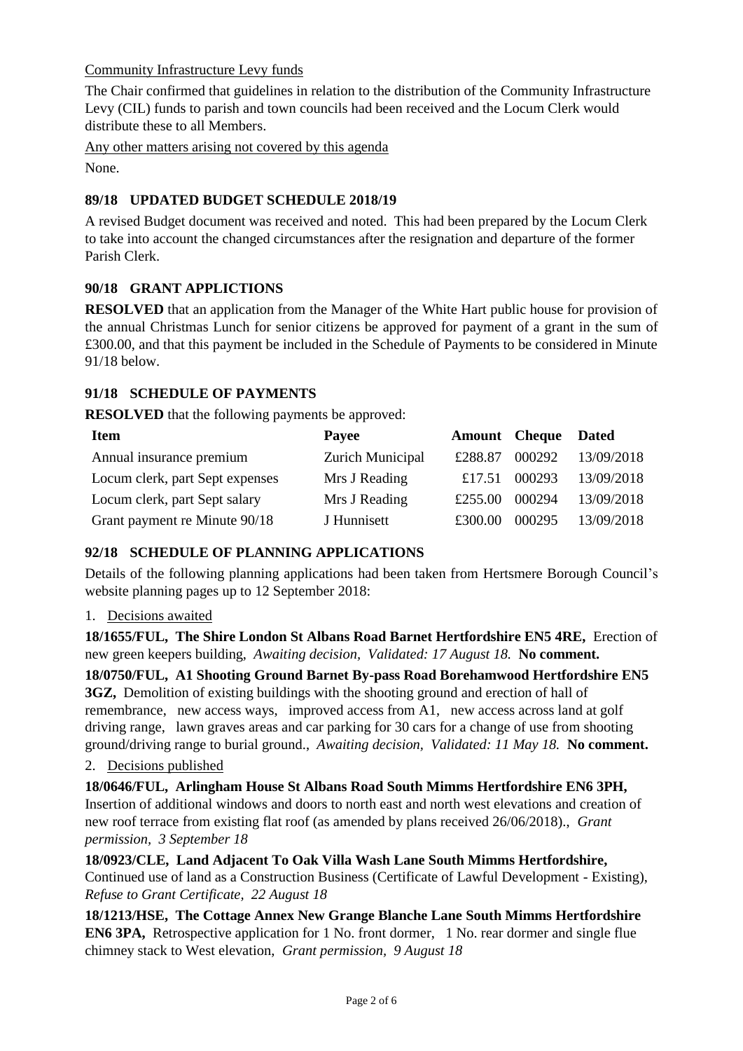Community Infrastructure Levy funds

The Chair confirmed that guidelines in relation to the distribution of the Community Infrastructure Levy (CIL) funds to parish and town councils had been received and the Locum Clerk would distribute these to all Members.

Any other matters arising not covered by this agenda

None.

### 89/18 UPDATED BUDGET SCHEDULE 2018/19

A revised Budget document was received and noted. This had been prepared by the Locum Clerk to take into account the changed circumstances after the resignation and departure of the former Parish Clerk.

### 90/18 GRANT APPLICTIONS

**RESOLVED** that an application from the Manager of the White Hart public house for provision of the annual Christmas Lunch for senior citizens be approved for payment of a grant in the sum of £300.00, and that this payment be included in the Schedule of Payments to be considered in Minute 91/18 below.

### 91/18 SCHEDULE OF PAYMENTS

**RESOLVED** that the following payments be approved:

| Item | Payee | Amount | Cheque | Dated |
|---|---|---|---|---|
| Annual insurance premium | Zurich Municipal | £288.87 | 000292 | 13/09/2018 |
| Locum clerk, part Sept expenses | Mrs J Reading | £17.51 | 000293 | 13/09/2018 |
| Locum clerk, part Sept salary | Mrs J Reading | £255.00 | 000294 | 13/09/2018 |
| Grant payment re Minute 90/18 | J Hunnisett | £300.00 | 000295 | 13/09/2018 |

### 92/18 SCHEDULE OF PLANNING APPLICATIONS

Details of the following planning applications had been taken from Hertsmere Borough Council's website planning pages up to 12 September 2018:

1. Decisions awaited

**18/1655/FUL, The Shire London St Albans Road Barnet Hertfordshire EN5 4RE,** Erection of new green keepers building, *Awaiting decision, Validated: 17 August 18.* **No comment.**

**18/0750/FUL, A1 Shooting Ground Barnet By-pass Road Borehamwood Hertfordshire EN5 3GZ,** Demolition of existing buildings with the shooting ground and erection of hall of remembrance, new access ways, improved access from A1, new access across land at golf driving range, lawn graves areas and car parking for 30 cars for a change of use from shooting ground/driving range to burial ground., *Awaiting decision, Validated: 11 May 18.* **No comment.**

2. Decisions published

**18/0646/FUL, Arlingham House St Albans Road South Mimms Hertfordshire EN6 3PH,** Insertion of additional windows and doors to north east and north west elevations and creation of new roof terrace from existing flat roof (as amended by plans received 26/06/2018)., *Grant permission, 3 September 18*

**18/0923/CLE, Land Adjacent To Oak Villa Wash Lane South Mimms Hertfordshire,** Continued use of land as a Construction Business (Certificate of Lawful Development - Existing), *Refuse to Grant Certificate, 22 August 18*

**18/1213/HSE, The Cottage Annex New Grange Blanche Lane South Mimms Hertfordshire EN6 3PA,** Retrospective application for 1 No. front dormer, 1 No. rear dormer and single flue chimney stack to West elevation, *Grant permission, 9 August 18*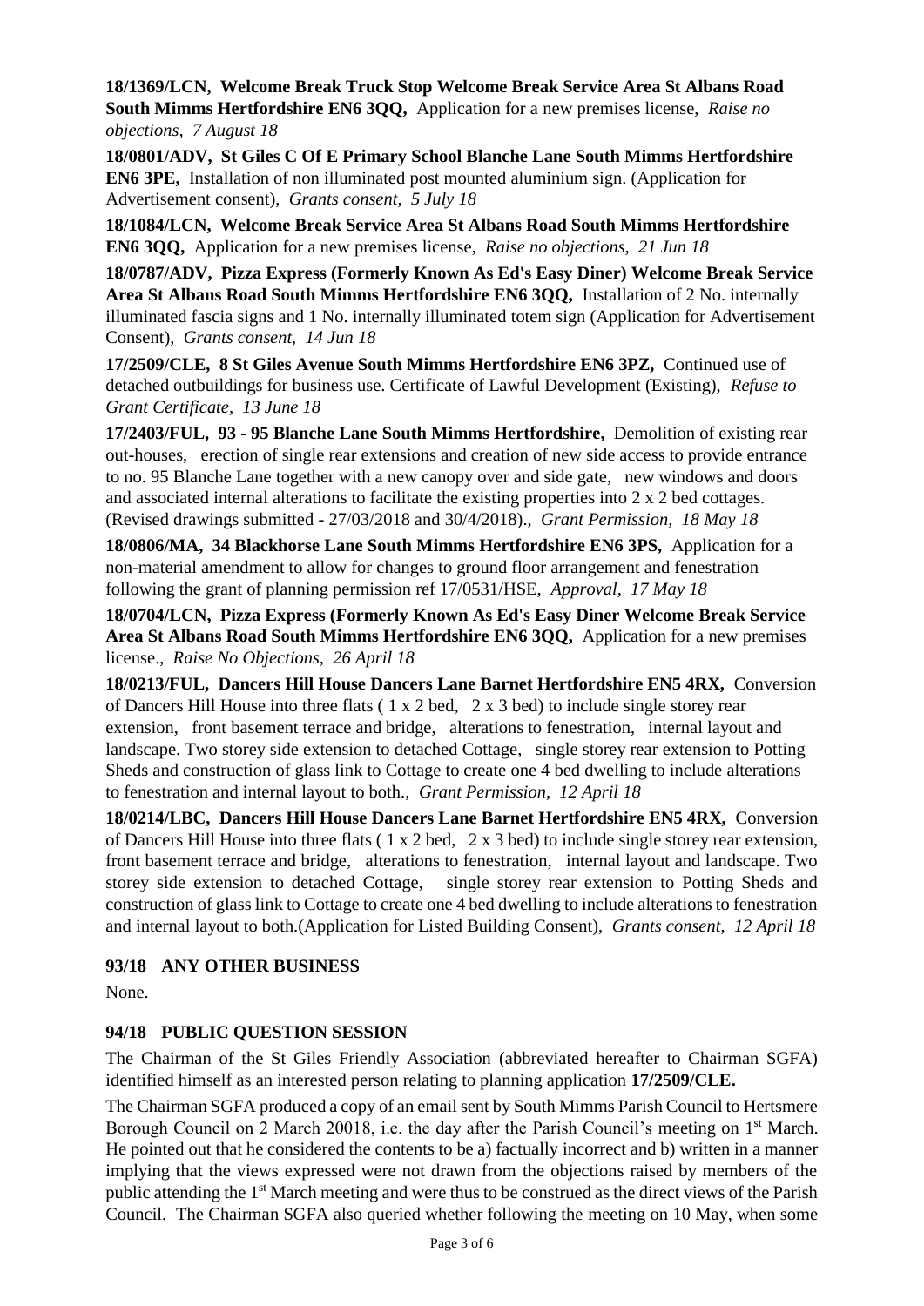**18/1369/LCN, Welcome Break Truck Stop Welcome Break Service Area St Albans Road South Mimms Hertfordshire EN6 3QQ,** Application for a new premises license, *Raise no objections, 7 August 18*

**18/0801/ADV, St Giles C Of E Primary School Blanche Lane South Mimms Hertfordshire EN6 3PE,** Installation of non illuminated post mounted aluminium sign. (Application for Advertisement consent), *Grants consent, 5 July 18*

**18/1084/LCN, Welcome Break Service Area St Albans Road South Mimms Hertfordshire EN6 3QQ,** Application for a new premises license, *Raise no objections, 21 Jun 18*

**18/0787/ADV, Pizza Express (Formerly Known As Ed's Easy Diner) Welcome Break Service Area St Albans Road South Mimms Hertfordshire EN6 3QQ,** Installation of 2 No. internally illuminated fascia signs and 1 No. internally illuminated totem sign (Application for Advertisement Consent), *Grants consent, 14 Jun 18*

**17/2509/CLE, 8 St Giles Avenue South Mimms Hertfordshire EN6 3PZ,** Continued use of detached outbuildings for business use. Certificate of Lawful Development (Existing), *Refuse to Grant Certificate, 13 June 18*

**17/2403/FUL, 93 - 95 Blanche Lane South Mimms Hertfordshire,** Demolition of existing rear out-houses, erection of single rear extensions and creation of new side access to provide entrance to no. 95 Blanche Lane together with a new canopy over and side gate, new windows and doors and associated internal alterations to facilitate the existing properties into 2 x 2 bed cottages. (Revised drawings submitted - 27/03/2018 and 30/4/2018)., *Grant Permission, 18 May 18*

**18/0806/MA, 34 Blackhorse Lane South Mimms Hertfordshire EN6 3PS,** Application for a non-material amendment to allow for changes to ground floor arrangement and fenestration following the grant of planning permission ref 17/0531/HSE, *Approval, 17 May 18*

**18/0704/LCN, Pizza Express (Formerly Known As Ed's Easy Diner Welcome Break Service Area St Albans Road South Mimms Hertfordshire EN6 3QQ,** Application for a new premises license., *Raise No Objections, 26 April 18*

**18/0213/FUL, Dancers Hill House Dancers Lane Barnet Hertfordshire EN5 4RX,** Conversion of Dancers Hill House into three flats ( 1 x 2 bed, 2 x 3 bed) to include single storey rear extension, front basement terrace and bridge, alterations to fenestration, internal layout and landscape. Two storey side extension to detached Cottage, single storey rear extension to Potting Sheds and construction of glass link to Cottage to create one 4 bed dwelling to include alterations to fenestration and internal layout to both., *Grant Permission, 12 April 18*

**18/0214/LBC, Dancers Hill House Dancers Lane Barnet Hertfordshire EN5 4RX,** Conversion of Dancers Hill House into three flats ( 1 x 2 bed, 2 x 3 bed) to include single storey rear extension, front basement terrace and bridge, alterations to fenestration, internal layout and landscape. Two storey side extension to detached Cottage, single storey rear extension to Potting Sheds and construction of glass link to Cottage to create one 4 bed dwelling to include alterations to fenestration and internal layout to both.(Application for Listed Building Consent), *Grants consent, 12 April 18*

### 93/18 ANY OTHER BUSINESS

None.

### 94/18 PUBLIC QUESTION SESSION

The Chairman of the St Giles Friendly Association (abbreviated hereafter to Chairman SGFA) identified himself as an interested person relating to planning application **17/2509/CLE.**

The Chairman SGFA produced a copy of an email sent by South Mimms Parish Council to Hertsmere Borough Council on 2 March 20018, i.e. the day after the Parish Council's meeting on 1st March. He pointed out that he considered the contents to be a) factually incorrect and b) written in a manner implying that the views expressed were not drawn from the objections raised by members of the public attending the 1st March meeting and were thus to be construed as the direct views of the Parish Council. The Chairman SGFA also queried whether following the meeting on 10 May, when some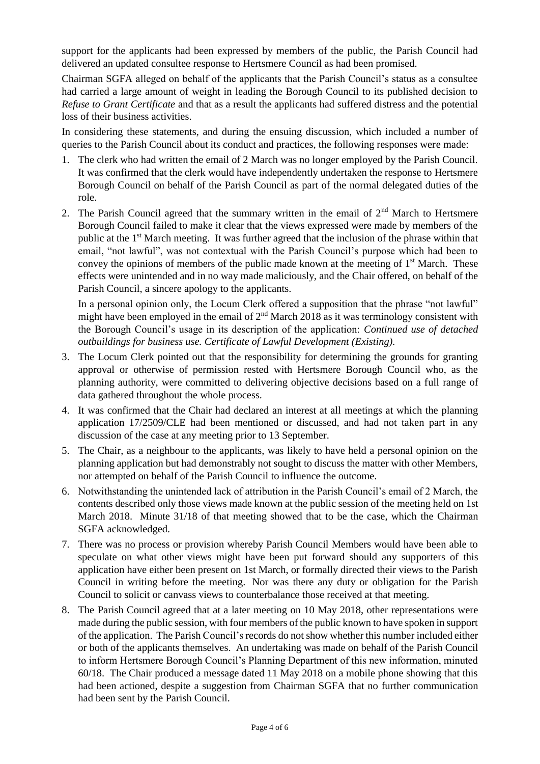support for the applicants had been expressed by members of the public, the Parish Council had delivered an updated consultee response to Hertsmere Council as had been promised.

Chairman SGFA alleged on behalf of the applicants that the Parish Council's status as a consultee had carried a large amount of weight in leading the Borough Council to its published decision to *Refuse to Grant Certificate* and that as a result the applicants had suffered distress and the potential loss of their business activities.

In considering these statements, and during the ensuing discussion, which included a number of queries to the Parish Council about its conduct and practices, the following responses were made:

1. The clerk who had written the email of 2 March was no longer employed by the Parish Council. It was confirmed that the clerk would have independently undertaken the response to Hertsmere Borough Council on behalf of the Parish Council as part of the normal delegated duties of the role.
2. The Parish Council agreed that the summary written in the email of 2nd March to Hertsmere Borough Council failed to make it clear that the views expressed were made by members of the public at the 1st March meeting. It was further agreed that the inclusion of the phrase within that email, "not lawful", was not contextual with the Parish Council's purpose which had been to convey the opinions of members of the public made known at the meeting of 1st March. These effects were unintended and in no way made maliciously, and the Chair offered, on behalf of the Parish Council, a sincere apology to the applicants.

   In a personal opinion only, the Locum Clerk offered a supposition that the phrase "not lawful" might have been employed in the email of 2nd March 2018 as it was terminology consistent with the Borough Council's usage in its description of the application: *Continued use of detached outbuildings for business use. Certificate of Lawful Development (Existing).*
3. The Locum Clerk pointed out that the responsibility for determining the grounds for granting approval or otherwise of permission rested with Hertsmere Borough Council who, as the planning authority, were committed to delivering objective decisions based on a full range of data gathered throughout the whole process.
4. It was confirmed that the Chair had declared an interest at all meetings at which the planning application 17/2509/CLE had been mentioned or discussed, and had not taken part in any discussion of the case at any meeting prior to 13 September.
5. The Chair, as a neighbour to the applicants, was likely to have held a personal opinion on the planning application but had demonstrably not sought to discuss the matter with other Members, nor attempted on behalf of the Parish Council to influence the outcome.
6. Notwithstanding the unintended lack of attribution in the Parish Council's email of 2 March, the contents described only those views made known at the public session of the meeting held on 1st March 2018. Minute 31/18 of that meeting showed that to be the case, which the Chairman SGFA acknowledged.
7. There was no process or provision whereby Parish Council Members would have been able to speculate on what other views might have been put forward should any supporters of this application have either been present on 1st March, or formally directed their views to the Parish Council in writing before the meeting. Nor was there any duty or obligation for the Parish Council to solicit or canvass views to counterbalance those received at that meeting.
8. The Parish Council agreed that at a later meeting on 10 May 2018, other representations were made during the public session, with four members of the public known to have spoken in support of the application. The Parish Council's records do not show whether this number included either or both of the applicants themselves. An undertaking was made on behalf of the Parish Council to inform Hertsmere Borough Council's Planning Department of this new information, minuted 60/18. The Chair produced a message dated 11 May 2018 on a mobile phone showing that this had been actioned, despite a suggestion from Chairman SGFA that no further communication had been sent by the Parish Council.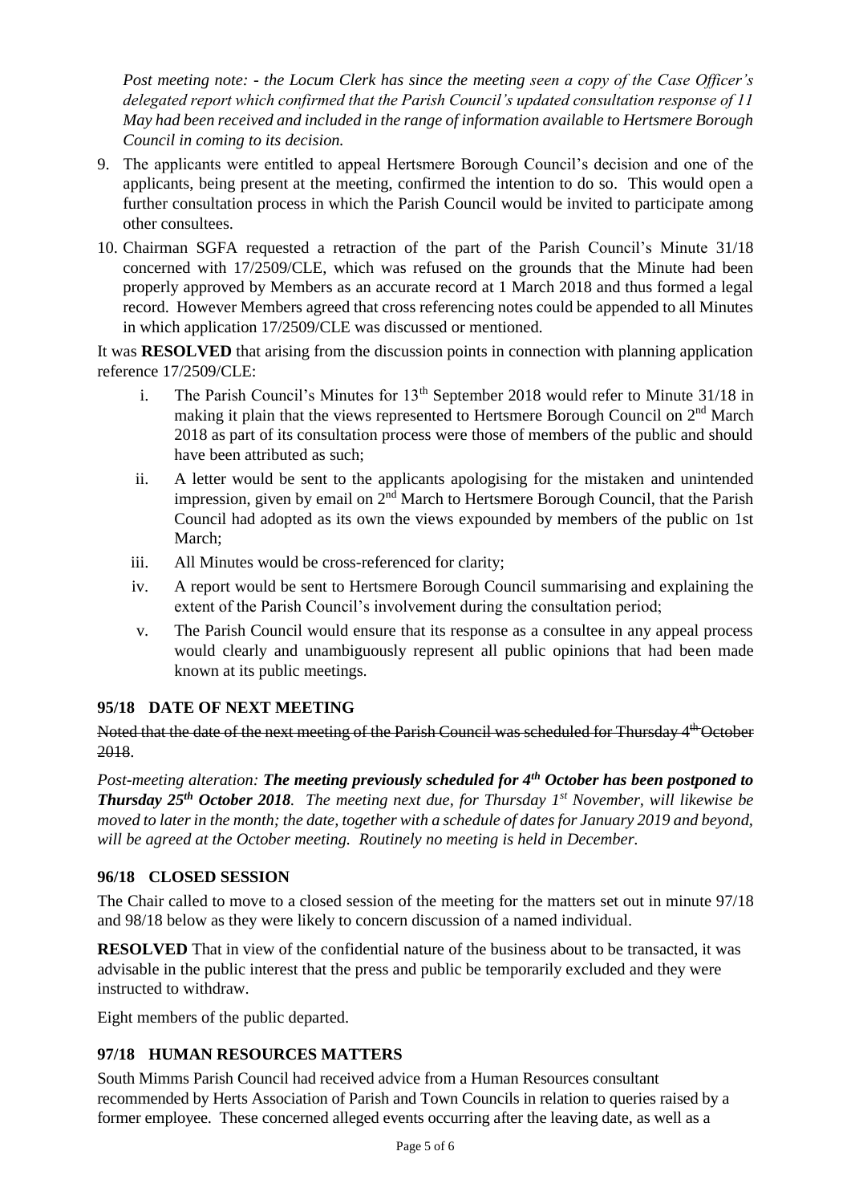*Post meeting note: - the Locum Clerk has since the meeting seen a copy of the Case Officer's delegated report which confirmed that the Parish Council's updated consultation response of 11 May had been received and included in the range of information available to Hertsmere Borough Council in coming to its decision.*

9. The applicants were entitled to appeal Hertsmere Borough Council's decision and one of the applicants, being present at the meeting, confirmed the intention to do so. This would open a further consultation process in which the Parish Council would be invited to participate among other consultees.
10. Chairman SGFA requested a retraction of the part of the Parish Council's Minute 31/18 concerned with 17/2509/CLE, which was refused on the grounds that the Minute had been properly approved by Members as an accurate record at 1 March 2018 and thus formed a legal record. However Members agreed that cross referencing notes could be appended to all Minutes in which application 17/2509/CLE was discussed or mentioned.

It was **RESOLVED** that arising from the discussion points in connection with planning application reference 17/2509/CLE:

i. The Parish Council's Minutes for 13th September 2018 would refer to Minute 31/18 in making it plain that the views represented to Hertsmere Borough Council on 2nd March 2018 as part of its consultation process were those of members of the public and should have been attributed as such;
ii. A letter would be sent to the applicants apologising for the mistaken and unintended impression, given by email on 2nd March to Hertsmere Borough Council, that the Parish Council had adopted as its own the views expounded by members of the public on 1st March;
iii. All Minutes would be cross-referenced for clarity;
iv. A report would be sent to Hertsmere Borough Council summarising and explaining the extent of the Parish Council's involvement during the consultation period;
v. The Parish Council would ensure that its response as a consultee in any appeal process would clearly and unambiguously represent all public opinions that had been made known at its public meetings.

## 95/18 DATE OF NEXT MEETING

~~Noted that the date of the next meeting of the Parish Council was scheduled for Thursday 4th October 2018.~~

*Post-meeting alteration: **The meeting previously scheduled for 4th October has been postponed to Thursday 25th October 2018**. The meeting next due, for Thursday 1st November, will likewise be moved to later in the month; the date, together with a schedule of dates for January 2019 and beyond, will be agreed at the October meeting. Routinely no meeting is held in December.*

## 96/18 CLOSED SESSION

The Chair called to move to a closed session of the meeting for the matters set out in minute 97/18 and 98/18 below as they were likely to concern discussion of a named individual.

**RESOLVED** That in view of the confidential nature of the business about to be transacted, it was advisable in the public interest that the press and public be temporarily excluded and they were instructed to withdraw.

Eight members of the public departed.

## 97/18 HUMAN RESOURCES MATTERS

South Mimms Parish Council had received advice from a Human Resources consultant recommended by Herts Association of Parish and Town Councils in relation to queries raised by a former employee. These concerned alleged events occurring after the leaving date, as well as a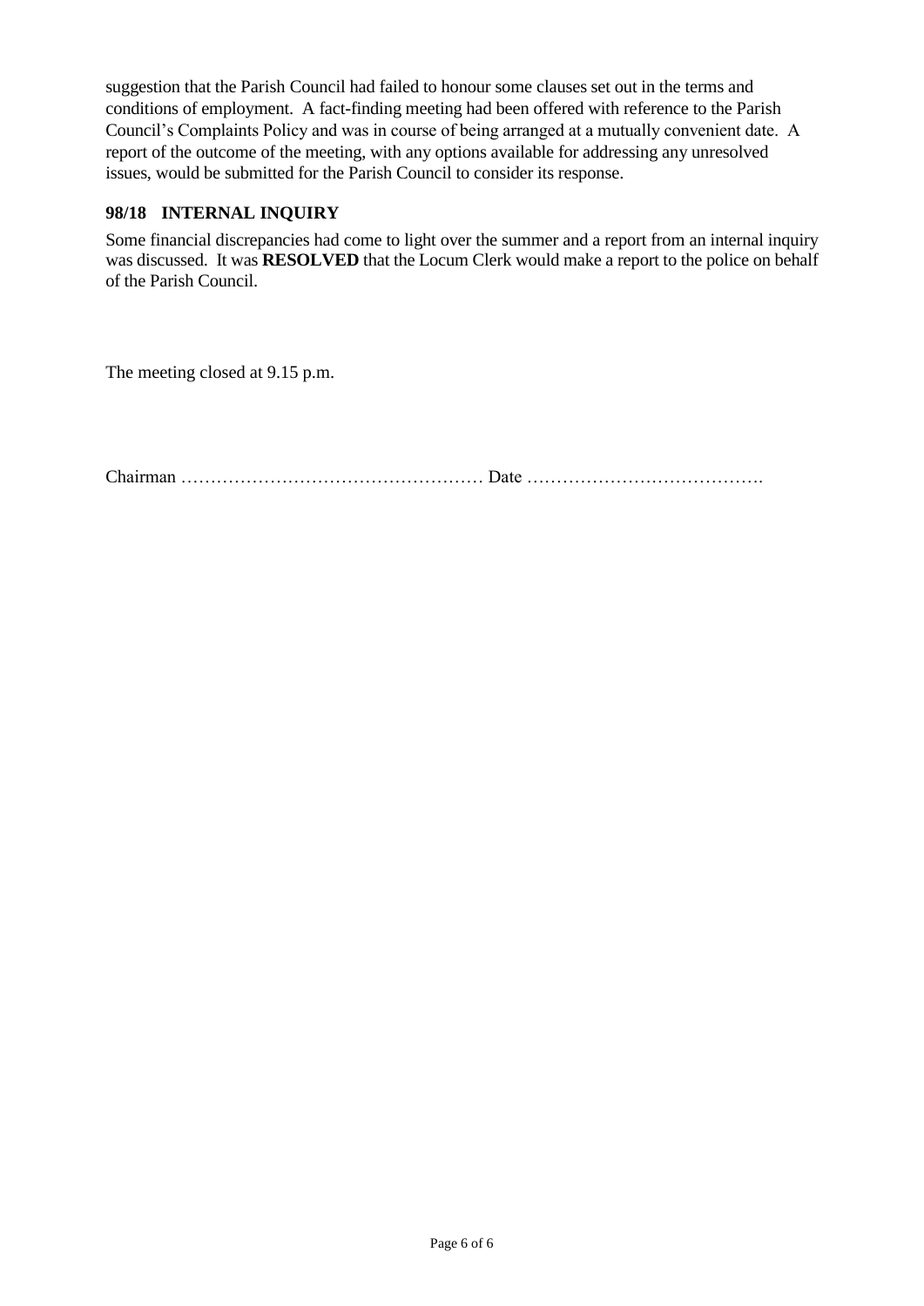suggestion that the Parish Council had failed to honour some clauses set out in the terms and conditions of employment. A fact-finding meeting had been offered with reference to the Parish Council's Complaints Policy and was in course of being arranged at a mutually convenient date. A report of the outcome of the meeting, with any options available for addressing any unresolved issues, would be submitted for the Parish Council to consider its response.

### 98/18 INTERNAL INQUIRY

Some financial discrepancies had come to light over the summer and a report from an internal inquiry was discussed. It was **RESOLVED** that the Locum Clerk would make a report to the police on behalf of the Parish Council.

The meeting closed at 9.15 p.m.

Chairman …………………………………………… Date ………………………………….